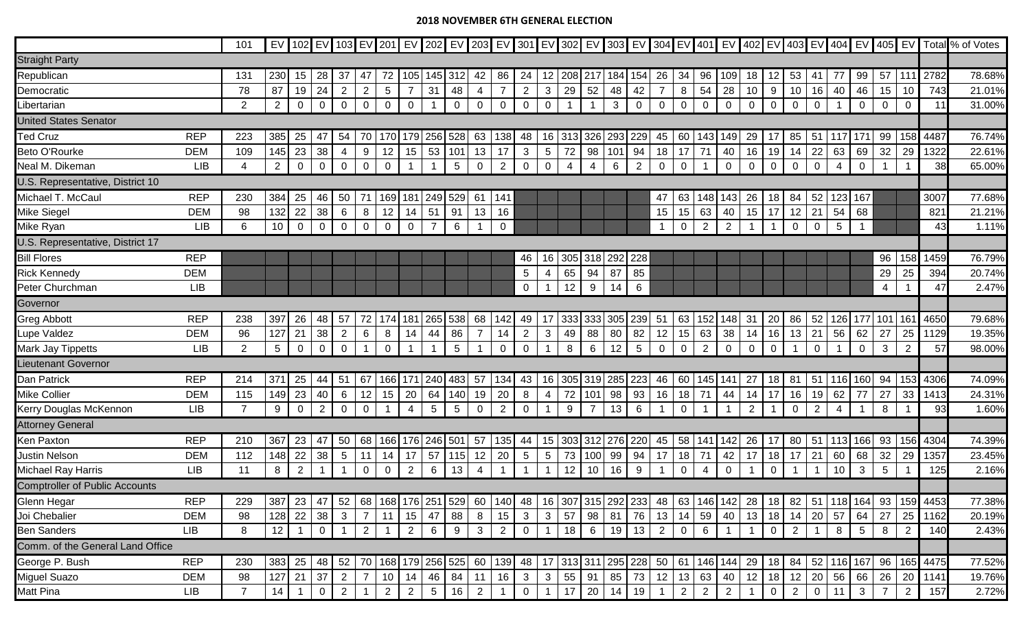# 2018 NOVEMBER 6TH GENERAL ELECTION

| | | 101 | EV | 102 | EV | 103 | EV | 201 | EV | 202 | EV | 203 | EV | 301 | EV | 302 | EV | 303 | EV | 304 | EV | 401 | EV | 402 | EV | 403 | EV | 404 | EV | 405 | EV | Total | % of Votes |
|---|---|---|---|---|---|---|---|---|---|---|---|---|---|---|---|---|---|---|---|---|---|---|---|---|---|---|---|---|---|---|---|---|---|
| Straight Party | | | | | | | | | | | | | | | | | | | | | | | | | | | | | | | | | |
| Republican | | 131 | 230 | 15 | 28 | 37 | 47 | 72 | 105 | 145 | 312 | 42 | 86 | 24 | 12 | 208 | 217 | 184 | 154 | 26 | 34 | 96 | 109 | 18 | 12 | 53 | 41 | 77 | 99 | 57 | 111 | 2782 | 78.68% |
| Democratic | | 78 | 87 | 19 | 24 | 2 | 2 | 5 | 7 | 31 | 48 | 4 | 7 | 2 | 3 | 29 | 52 | 48 | 42 | 7 | 8 | 54 | 28 | 10 | 9 | 10 | 16 | 40 | 46 | 15 | 10 | 743 | 21.01% |
| Libertarian | | 2 | 2 | 0 | 0 | 0 | 0 | 0 | 0 | 1 | 0 | 0 | 0 | 0 | 0 | 1 | 1 | 3 | 0 | 0 | 0 | 0 | 0 | 0 | 0 | 0 | 0 | 1 | 0 | 0 | 0 | 11 | 31.00% |
| United States Senator | | | | | | | | | | | | | | | | | | | | | | | | | | | | | | | | | |
| Ted Cruz | REP | 223 | 385 | 25 | 47 | 54 | 70 | 170 | 179 | 256 | 528 | 63 | 138 | 48 | 16 | 313 | 326 | 293 | 229 | 45 | 60 | 143 | 149 | 29 | 17 | 85 | 51 | 117 | 171 | 99 | 158 | 4487 | 76.74% |
| Beto O'Rourke | DEM | 109 | 145 | 23 | 38 | 4 | 9 | 12 | 15 | 53 | 101 | 13 | 17 | 3 | 5 | 72 | 98 | 101 | 94 | 18 | 17 | 71 | 40 | 16 | 19 | 14 | 22 | 63 | 69 | 32 | 29 | 1322 | 22.61% |
| Neal M. Dikeman | LIB | 4 | 2 | 0 | 0 | 0 | 0 | 0 | 1 | 1 | 5 | 0 | 2 | 0 | 0 | 4 | 4 | 6 | 2 | 0 | 0 | 1 | 0 | 0 | 0 | 0 | 0 | 4 | 0 | 1 | 1 | 38 | 65.00% |
| U.S. Representative, District 10 | | | | | | | | | | | | | | | | | | | | | | | | | | | | | | | | | |
| Michael T. McCaul | REP | 230 | 384 | 25 | 46 | 50 | 71 | 169 | 181 | 249 | 529 | 61 | 141 | | | | | | | 47 | 63 | 148 | 143 | 26 | 18 | 84 | 52 | 123 | 167 | | | 3007 | 77.68% |
| Mike Siegel | DEM | 98 | 132 | 22 | 38 | 6 | 8 | 12 | 14 | 51 | 91 | 13 | 16 | | | | | | | 15 | 15 | 63 | 40 | 15 | 17 | 12 | 21 | 54 | 68 | | | 821 | 21.21% |
| Mike Ryan | LIB | 6 | 10 | 0 | 0 | 0 | 0 | 0 | 0 | 7 | 6 | 1 | 0 | | | | | | | 1 | 0 | 2 | 2 | 1 | 1 | 0 | 0 | 5 | 1 | | | 43 | 1.11% |
| U.S. Representative, District 17 | | | | | | | | | | | | | | | | | | | | | | | | | | | | | | | | | |
| Bill Flores | REP | | | | | | | | | | | | | 46 | 16 | 305 | 318 | 292 | 228 | | | | | | | | | | | 96 | 158 | 1459 | 76.79% |
| Rick Kennedy | DEM | | | | | | | | | | | | | 5 | 4 | 65 | 94 | 87 | 85 | | | | | | | | | | | 29 | 25 | 394 | 20.74% |
| Peter Churchman | LIB | | | | | | | | | | | | | 0 | 1 | 12 | 9 | 14 | 6 | | | | | | | | | | | 4 | 1 | 47 | 2.47% |
| Governor | | | | | | | | | | | | | | | | | | | | | | | | | | | | | | | | | |
| Greg Abbott | REP | 238 | 397 | 26 | 48 | 57 | 72 | 174 | 181 | 265 | 538 | 68 | 142 | 49 | 17 | 333 | 333 | 305 | 239 | 51 | 63 | 152 | 148 | 31 | 20 | 86 | 52 | 126 | 177 | 101 | 161 | 4650 | 79.68% |
| Lupe Valdez | DEM | 96 | 127 | 21 | 38 | 2 | 6 | 8 | 14 | 44 | 86 | 7 | 14 | 2 | 3 | 49 | 88 | 80 | 82 | 12 | 15 | 63 | 38 | 14 | 16 | 13 | 21 | 56 | 62 | 27 | 25 | 1129 | 19.35% |
| Mark Jay Tippetts | LIB | 2 | 5 | 0 | 0 | 0 | 1 | 0 | 1 | 1 | 5 | 1 | 0 | 0 | 1 | 8 | 6 | 12 | 5 | 0 | 0 | 2 | 0 | 0 | 0 | 1 | 0 | 1 | 0 | 3 | 2 | 57 | 98.00% |
| Lieutenant Governor | | | | | | | | | | | | | | | | | | | | | | | | | | | | | | | | | |
| Dan Patrick | REP | 214 | 371 | 25 | 44 | 51 | 67 | 166 | 171 | 240 | 483 | 57 | 134 | 43 | 16 | 305 | 319 | 285 | 223 | 46 | 60 | 145 | 141 | 27 | 18 | 81 | 51 | 116 | 160 | 94 | 153 | 4306 | 74.09% |
| Mike Collier | DEM | 115 | 149 | 23 | 40 | 6 | 12 | 15 | 20 | 64 | 140 | 19 | 20 | 8 | 4 | 72 | 101 | 98 | 93 | 16 | 18 | 71 | 44 | 14 | 17 | 16 | 19 | 62 | 77 | 27 | 33 | 1413 | 24.31% |
| Kerry Douglas McKennon | LIB | 7 | 9 | 0 | 2 | 0 | 0 | 1 | 4 | 5 | 5 | 0 | 2 | 0 | 1 | 9 | 7 | 13 | 6 | 1 | 0 | 1 | 1 | 2 | 1 | 0 | 2 | 4 | 1 | 8 | 1 | 93 | 1.60% |
| Attorney General | | | | | | | | | | | | | | | | | | | | | | | | | | | | | | | | | |
| Ken Paxton | REP | 210 | 367 | 23 | 47 | 50 | 68 | 166 | 176 | 246 | 501 | 57 | 135 | 44 | 15 | 303 | 312 | 276 | 220 | 45 | 58 | 141 | 142 | 26 | 17 | 80 | 51 | 113 | 166 | 93 | 156 | 4304 | 74.39% |
| Justin Nelson | DEM | 112 | 148 | 22 | 38 | 5 | 11 | 14 | 17 | 57 | 115 | 12 | 20 | 5 | 5 | 73 | 100 | 99 | 94 | 17 | 18 | 71 | 42 | 17 | 18 | 17 | 21 | 60 | 68 | 32 | 29 | 1357 | 23.45% |
| Michael Ray Harris | LIB | 11 | 8 | 2 | 1 | 1 | 0 | 0 | 2 | 6 | 13 | 4 | 1 | 1 | 1 | 12 | 10 | 16 | 9 | 1 | 0 | 4 | 0 | 1 | 0 | 1 | 1 | 10 | 3 | 5 | 1 | 125 | 2.16% |
| Comptroller of Public Accounts | | | | | | | | | | | | | | | | | | | | | | | | | | | | | | | | | |
| Glenn Hegar | REP | 229 | 387 | 23 | 47 | 52 | 68 | 168 | 176 | 251 | 529 | 60 | 140 | 48 | 16 | 307 | 315 | 292 | 233 | 48 | 63 | 146 | 142 | 28 | 18 | 82 | 51 | 118 | 164 | 93 | 159 | 4453 | 77.38% |
| Joi Chebalier | DEM | 98 | 128 | 22 | 38 | 3 | 7 | 11 | 15 | 47 | 88 | 8 | 15 | 3 | 3 | 57 | 98 | 81 | 76 | 13 | 14 | 59 | 40 | 13 | 18 | 14 | 20 | 57 | 64 | 27 | 25 | 1162 | 20.19% |
| Ben Sanders | LIB | 8 | 12 | 1 | 0 | 1 | 2 | 1 | 2 | 6 | 9 | 3 | 2 | 0 | 1 | 18 | 6 | 19 | 13 | 2 | 0 | 6 | 1 | 1 | 0 | 2 | 1 | 8 | 5 | 8 | 2 | 140 | 2.43% |
| Comm. of the General Land Office | | | | | | | | | | | | | | | | | | | | | | | | | | | | | | | | | |
| George P. Bush | REP | 230 | 383 | 25 | 48 | 52 | 70 | 168 | 179 | 256 | 525 | 60 | 139 | 48 | 17 | 313 | 311 | 295 | 228 | 50 | 61 | 146 | 144 | 29 | 18 | 84 | 52 | 116 | 167 | 96 | 165 | 4475 | 77.52% |
| Miguel Suazo | DEM | 98 | 127 | 21 | 37 | 2 | 7 | 10 | 14 | 46 | 84 | 11 | 16 | 3 | 3 | 55 | 91 | 85 | 73 | 12 | 13 | 63 | 40 | 12 | 18 | 12 | 20 | 56 | 66 | 26 | 20 | 1141 | 19.76% |
| Matt Pina | LIB | 7 | 14 | 1 | 0 | 2 | 1 | 2 | 2 | 5 | 16 | 2 | 1 | 0 | 1 | 17 | 20 | 14 | 19 | 1 | 2 | 2 | 2 | 1 | 0 | 2 | 0 | 11 | 3 | 7 | 2 | 157 | 2.72% |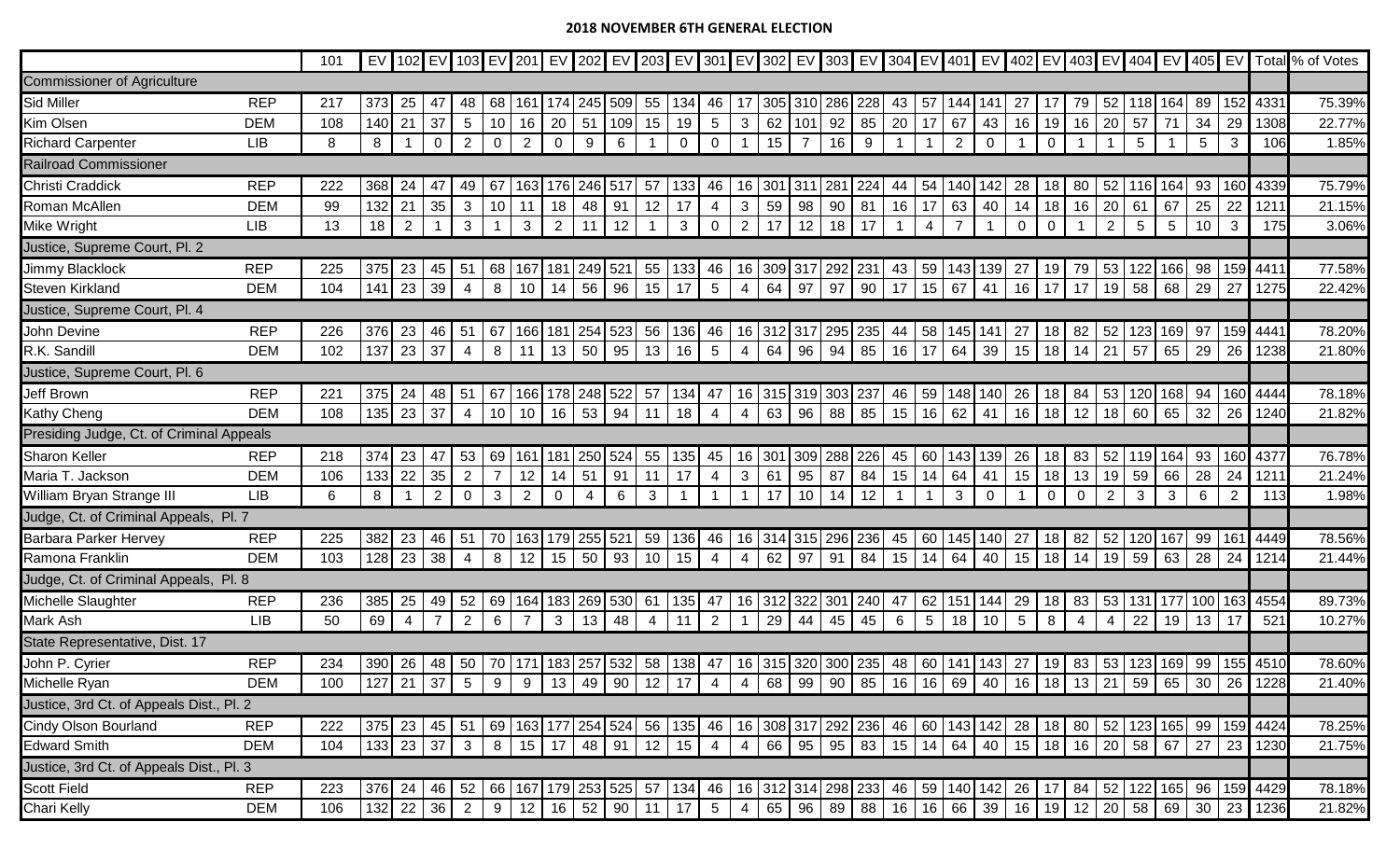**2018 NOVEMBER 6TH GENERAL ELECTION**

| | | 101 | EV | 102 | EV | 103 | EV | 201 | EV | 202 | EV | 203 | EV | 301 | EV | 302 | EV | 303 | EV | 304 | EV | 401 | EV | 402 | EV | 403 | EV | 404 | EV | 405 | EV | Total | % of Votes |
|---|---|---|---|---|---|---|---|---|---|---|---|---|---|---|---|---|---|---|---|---|---|---|---|---|---|---|---|---|---|---|---|---|---|
| Commissioner of Agriculture | | | | | | | | | | | | | | | | | | | | | | | | | | | | | | | | | |
| Sid Miller | REP | 217 | 373 | 25 | 47 | 48 | 68 | 161 | 174 | 245 | 509 | 55 | 134 | 46 | 17 | 305 | 310 | 286 | 228 | 43 | 57 | 144 | 141 | 27 | 17 | 79 | 52 | 118 | 164 | 89 | 152 | 4331 | 75.39% |
| Kim Olsen | DEM | 108 | 140 | 21 | 37 | 5 | 10 | 16 | 20 | 51 | 109 | 15 | 19 | 5 | 3 | 62 | 101 | 92 | 85 | 20 | 17 | 67 | 43 | 16 | 19 | 16 | 20 | 57 | 71 | 34 | 29 | 1308 | 22.77% |
| Richard Carpenter | LIB | 8 | 8 | 1 | 0 | 2 | 0 | 2 | 0 | 9 | 6 | 1 | 0 | 0 | 1 | 15 | 7 | 16 | 9 | 1 | 1 | 2 | 0 | 1 | 0 | 1 | 1 | 5 | 1 | 5 | 3 | 106 | 1.85% |
| Railroad Commissioner | | | | | | | | | | | | | | | | | | | | | | | | | | | | | | | | | |
| Christi Craddick | REP | 222 | 368 | 24 | 47 | 49 | 67 | 163 | 176 | 246 | 517 | 57 | 133 | 46 | 16 | 301 | 311 | 281 | 224 | 44 | 54 | 140 | 142 | 28 | 18 | 80 | 52 | 116 | 164 | 93 | 160 | 4339 | 75.79% |
| Roman McAllen | DEM | 99 | 132 | 21 | 35 | 3 | 10 | 11 | 18 | 48 | 91 | 12 | 17 | 4 | 3 | 59 | 98 | 90 | 81 | 16 | 17 | 63 | 40 | 14 | 18 | 16 | 20 | 61 | 67 | 25 | 22 | 1211 | 21.15% |
| Mike Wright | LIB | 13 | 18 | 2 | 1 | 3 | 1 | 3 | 2 | 11 | 12 | 1 | 3 | 0 | 2 | 17 | 12 | 18 | 17 | 1 | 4 | 7 | 1 | 0 | 0 | 1 | 2 | 5 | 5 | 10 | 3 | 175 | 3.06% |
| Justice, Supreme Court, Pl. 2 | | | | | | | | | | | | | | | | | | | | | | | | | | | | | | | | | |
| Jimmy Blacklock | REP | 225 | 375 | 23 | 45 | 51 | 68 | 167 | 181 | 249 | 521 | 55 | 133 | 46 | 16 | 309 | 317 | 292 | 231 | 43 | 59 | 143 | 139 | 27 | 19 | 79 | 53 | 122 | 166 | 98 | 159 | 4411 | 77.58% |
| Steven Kirkland | DEM | 104 | 141 | 23 | 39 | 4 | 8 | 10 | 14 | 56 | 96 | 15 | 17 | 5 | 4 | 64 | 97 | 97 | 90 | 17 | 15 | 67 | 41 | 16 | 17 | 17 | 19 | 58 | 68 | 29 | 27 | 1275 | 22.42% |
| Justice, Supreme Court, Pl. 4 | | | | | | | | | | | | | | | | | | | | | | | | | | | | | | | | | |
| John Devine | REP | 226 | 376 | 23 | 46 | 51 | 67 | 166 | 181 | 254 | 523 | 56 | 136 | 46 | 16 | 312 | 317 | 295 | 235 | 44 | 58 | 145 | 141 | 27 | 18 | 82 | 52 | 123 | 169 | 97 | 159 | 4441 | 78.20% |
| R.K. Sandill | DEM | 102 | 137 | 23 | 37 | 4 | 8 | 11 | 13 | 50 | 95 | 13 | 16 | 5 | 4 | 64 | 96 | 94 | 85 | 16 | 17 | 64 | 39 | 15 | 18 | 14 | 21 | 57 | 65 | 29 | 26 | 1238 | 21.80% |
| Justice, Supreme Court, Pl. 6 | | | | | | | | | | | | | | | | | | | | | | | | | | | | | | | | | |
| Jeff Brown | REP | 221 | 375 | 24 | 48 | 51 | 67 | 166 | 178 | 248 | 522 | 57 | 134 | 47 | 16 | 315 | 319 | 303 | 237 | 46 | 59 | 148 | 140 | 26 | 18 | 84 | 53 | 120 | 168 | 94 | 160 | 4444 | 78.18% |
| Kathy Cheng | DEM | 108 | 135 | 23 | 37 | 4 | 10 | 10 | 16 | 53 | 94 | 11 | 18 | 4 | 4 | 63 | 96 | 88 | 85 | 15 | 16 | 62 | 41 | 16 | 18 | 12 | 18 | 60 | 65 | 32 | 26 | 1240 | 21.82% |
| Presiding Judge, Ct. of Criminal Appeals | | | | | | | | | | | | | | | | | | | | | | | | | | | | | | | | | |
| Sharon Keller | REP | 218 | 374 | 23 | 47 | 53 | 69 | 161 | 181 | 250 | 524 | 55 | 135 | 45 | 16 | 301 | 309 | 288 | 226 | 45 | 60 | 143 | 139 | 26 | 18 | 83 | 52 | 119 | 164 | 93 | 160 | 4377 | 76.78% |
| Maria T. Jackson | DEM | 106 | 133 | 22 | 35 | 2 | 7 | 12 | 14 | 51 | 91 | 11 | 17 | 4 | 3 | 61 | 95 | 87 | 84 | 15 | 14 | 64 | 41 | 15 | 18 | 13 | 19 | 59 | 66 | 28 | 24 | 1211 | 21.24% |
| William Bryan Strange III | LIB | 6 | 8 | 1 | 2 | 0 | 3 | 2 | 0 | 4 | 6 | 3 | 1 | 1 | 1 | 17 | 10 | 14 | 12 | 1 | 1 | 3 | 0 | 1 | 0 | 0 | 2 | 3 | 3 | 6 | 2 | 113 | 1.98% |
| Judge, Ct. of Criminal Appeals, Pl. 7 | | | | | | | | | | | | | | | | | | | | | | | | | | | | | | | | | |
| Barbara Parker Hervey | REP | 225 | 382 | 23 | 46 | 51 | 70 | 163 | 179 | 255 | 521 | 59 | 136 | 46 | 16 | 314 | 315 | 296 | 236 | 45 | 60 | 145 | 140 | 27 | 18 | 82 | 52 | 120 | 167 | 99 | 161 | 4449 | 78.56% |
| Ramona Franklin | DEM | 103 | 128 | 23 | 38 | 4 | 8 | 12 | 15 | 50 | 93 | 10 | 15 | 4 | 4 | 62 | 97 | 91 | 84 | 15 | 14 | 64 | 40 | 15 | 18 | 14 | 19 | 59 | 63 | 28 | 24 | 1214 | 21.44% |
| Judge, Ct. of Criminal Appeals, Pl. 8 | | | | | | | | | | | | | | | | | | | | | | | | | | | | | | | | | |
| Michelle Slaughter | REP | 236 | 385 | 25 | 49 | 52 | 69 | 164 | 183 | 269 | 530 | 61 | 135 | 47 | 16 | 312 | 322 | 301 | 240 | 47 | 62 | 151 | 144 | 29 | 18 | 83 | 53 | 131 | 177 | 100 | 163 | 4554 | 89.73% |
| Mark Ash | LIB | 50 | 69 | 4 | 7 | 2 | 6 | 7 | 3 | 13 | 48 | 4 | 11 | 2 | 1 | 29 | 44 | 45 | 45 | 6 | 5 | 18 | 10 | 5 | 8 | 4 | 4 | 22 | 19 | 13 | 17 | 521 | 10.27% |
| State Representative, Dist. 17 | | | | | | | | | | | | | | | | | | | | | | | | | | | | | | | | | |
| John P. Cyrier | REP | 234 | 390 | 26 | 48 | 50 | 70 | 171 | 183 | 257 | 532 | 58 | 138 | 47 | 16 | 315 | 320 | 300 | 235 | 48 | 60 | 141 | 143 | 27 | 19 | 83 | 53 | 123 | 169 | 99 | 155 | 4510 | 78.60% |
| Michelle Ryan | DEM | 100 | 127 | 21 | 37 | 5 | 9 | 9 | 13 | 49 | 90 | 12 | 17 | 4 | 4 | 68 | 99 | 90 | 85 | 16 | 16 | 69 | 40 | 16 | 18 | 13 | 21 | 59 | 65 | 30 | 26 | 1228 | 21.40% |
| Justice, 3rd Ct. of Appeals Dist., Pl. 2 | | | | | | | | | | | | | | | | | | | | | | | | | | | | | | | | | |
| Cindy Olson Bourland | REP | 222 | 375 | 23 | 45 | 51 | 69 | 163 | 177 | 254 | 524 | 56 | 135 | 46 | 16 | 308 | 317 | 292 | 236 | 46 | 60 | 143 | 142 | 28 | 18 | 80 | 52 | 123 | 165 | 99 | 159 | 4424 | 78.25% |
| Edward Smith | DEM | 104 | 133 | 23 | 37 | 3 | 8 | 15 | 17 | 48 | 91 | 12 | 15 | 4 | 4 | 66 | 95 | 95 | 83 | 15 | 14 | 64 | 40 | 15 | 18 | 16 | 20 | 58 | 67 | 27 | 23 | 1230 | 21.75% |
| Justice, 3rd Ct. of Appeals Dist., Pl. 3 | | | | | | | | | | | | | | | | | | | | | | | | | | | | | | | | | |
| Scott Field | REP | 223 | 376 | 24 | 46 | 52 | 66 | 167 | 179 | 253 | 525 | 57 | 134 | 46 | 16 | 312 | 314 | 298 | 233 | 46 | 59 | 140 | 142 | 26 | 17 | 84 | 52 | 122 | 165 | 96 | 159 | 4429 | 78.18% |
| Chari Kelly | DEM | 106 | 132 | 22 | 36 | 2 | 9 | 12 | 16 | 52 | 90 | 11 | 17 | 5 | 4 | 65 | 96 | 89 | 88 | 16 | 16 | 66 | 39 | 16 | 19 | 12 | 20 | 58 | 69 | 30 | 23 | 1236 | 21.82% |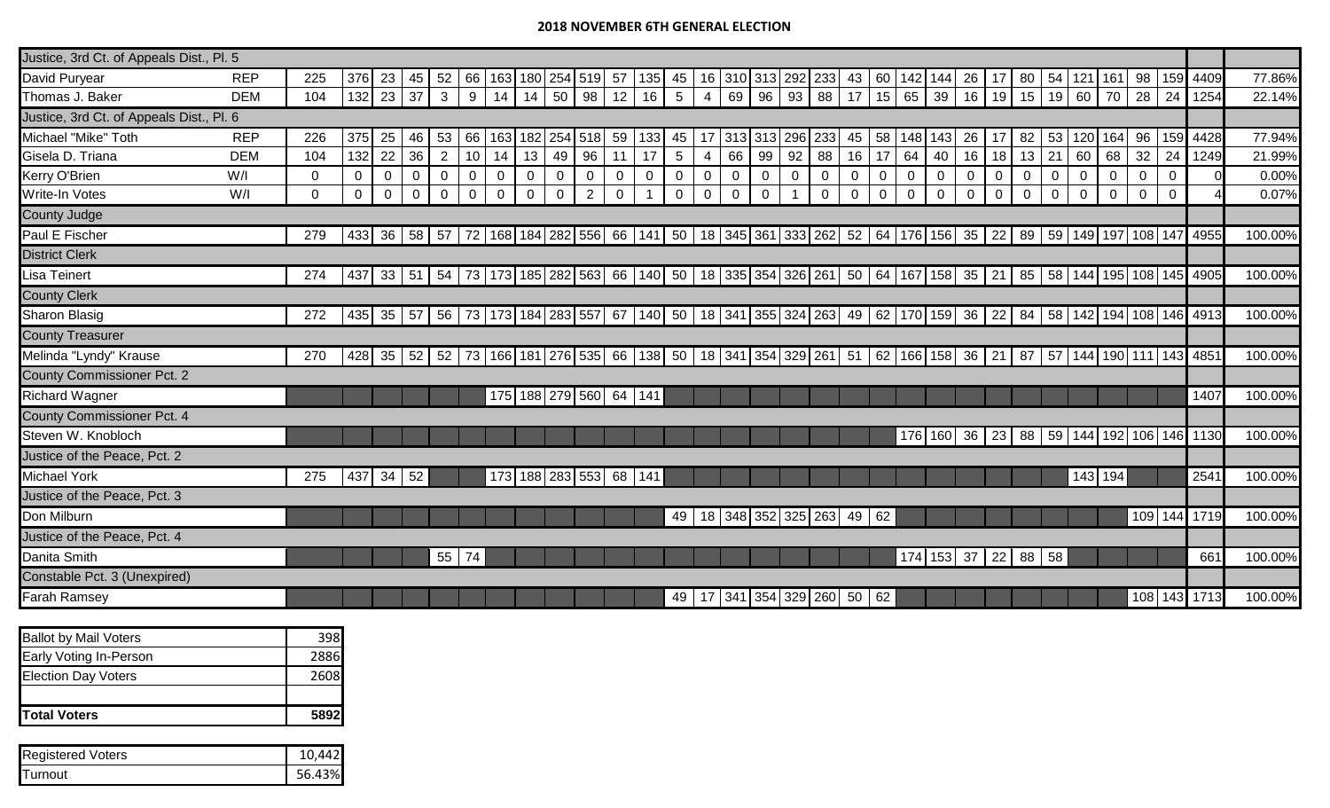# 2018 NOVEMBER 6TH GENERAL ELECTION

| | | | | | | | | | | | | | | | | | | | | | | | | | | | | | | | | | |
|---|---|---|---|---|---|---|---|---|---|---|---|---|---|---|---|---|---|---|---|---|---|---|---|---|---|---|---|---|---|---|---|---|---|
| Justice, 3rd Ct. of Appeals Dist., Pl. 5 | | | | | | | | | | | | | | | | | | | | | | | | | | | | | | | | | |
| David Puryear | REP | 225 | 376 | 23 | 45 | 52 | 66 | 163 | 180 | 254 | 519 | 57 | 135 | 45 | 16 | 310 | 313 | 292 | 233 | 43 | 60 | 142 | 144 | 26 | 17 | 80 | 54 | 121 | 161 | 98 | 159 | 4409 | 77.86% |
| Thomas J. Baker | DEM | 104 | 132 | 23 | 37 | 3 | 9 | 14 | 14 | 50 | 98 | 12 | 16 | 5 | 4 | 69 | 96 | 93 | 88 | 17 | 15 | 65 | 39 | 16 | 19 | 15 | 19 | 60 | 70 | 28 | 24 | 1254 | 22.14% |
| Justice, 3rd Ct. of Appeals Dist., Pl. 6 | | | | | | | | | | | | | | | | | | | | | | | | | | | | | | | | | |
| Michael "Mike" Toth | REP | 226 | 375 | 25 | 46 | 53 | 66 | 163 | 182 | 254 | 518 | 59 | 133 | 45 | 17 | 313 | 313 | 296 | 233 | 45 | 58 | 148 | 143 | 26 | 17 | 82 | 53 | 120 | 164 | 96 | 159 | 4428 | 77.94% |
| Gisela D. Triana | DEM | 104 | 132 | 22 | 36 | 2 | 10 | 14 | 13 | 49 | 96 | 11 | 17 | 5 | 4 | 66 | 99 | 92 | 88 | 16 | 17 | 64 | 40 | 16 | 18 | 13 | 21 | 60 | 68 | 32 | 24 | 1249 | 21.99% |
| Kerry O'Brien | W/I | 0 | 0 | 0 | 0 | 0 | 0 | 0 | 0 | 0 | 0 | 0 | 0 | 0 | 0 | 0 | 0 | 0 | 0 | 0 | 0 | 0 | 0 | 0 | 0 | 0 | 0 | 0 | 0 | 0 | 0 | 0 | 0.00% |
| Write-In Votes | W/I | 0 | 0 | 0 | 0 | 0 | 0 | 0 | 0 | 0 | 2 | 0 | 1 | 0 | 0 | 0 | 0 | 1 | 0 | 0 | 0 | 0 | 0 | 0 | 0 | 0 | 0 | 0 | 0 | 0 | 0 | 4 | 0.07% |
| County Judge | | | | | | | | | | | | | | | | | | | | | | | | | | | | | | | | | |
| Paul E Fischer | | 279 | 433 | 36 | 58 | 57 | 72 | 168 | 184 | 282 | 556 | 66 | 141 | 50 | 18 | 345 | 361 | 333 | 262 | 52 | 64 | 176 | 156 | 35 | 22 | 89 | 59 | 149 | 197 | 108 | 147 | 4955 | 100.00% |
| District Clerk | | | | | | | | | | | | | | | | | | | | | | | | | | | | | | | | | |
| Lisa Teinert | | 274 | 437 | 33 | 51 | 54 | 73 | 173 | 185 | 282 | 563 | 66 | 140 | 50 | 18 | 335 | 354 | 326 | 261 | 50 | 64 | 167 | 158 | 35 | 21 | 85 | 58 | 144 | 195 | 108 | 145 | 4905 | 100.00% |
| County Clerk | | | | | | | | | | | | | | | | | | | | | | | | | | | | | | | | | |
| Sharon Blasig | | 272 | 435 | 35 | 57 | 56 | 73 | 173 | 184 | 283 | 557 | 67 | 140 | 50 | 18 | 341 | 355 | 324 | 263 | 49 | 62 | 170 | 159 | 36 | 22 | 84 | 58 | 142 | 194 | 108 | 146 | 4913 | 100.00% |
| County Treasurer | | | | | | | | | | | | | | | | | | | | | | | | | | | | | | | | | |
| Melinda "Lyndy" Krause | | 270 | 428 | 35 | 52 | 52 | 73 | 166 | 181 | 276 | 535 | 66 | 138 | 50 | 18 | 341 | 354 | 329 | 261 | 51 | 62 | 166 | 158 | 36 | 21 | 87 | 57 | 144 | 190 | 111 | 143 | 4851 | 100.00% |
| County Commissioner Pct. 2 | | | | | | | | | | | | | | | | | | | | | | | | | | | | | | | | | |
| Richard Wagner | | | | | | | | 175 | 188 | 279 | 560 | 64 | 141 | | | | | | | | | | | | | | | | | | | 1407 | 100.00% |
| County Commissioner Pct. 4 | | | | | | | | | | | | | | | | | | | | | | | | | | | | | | | | | |
| Steven W. Knobloch | | | | | | | | | | | | | | | | | | | | | | 176 | 160 | 36 | 23 | 88 | 59 | 144 | 192 | 106 | 146 | 1130 | 100.00% |
| Justice of the Peace, Pct. 2 | | | | | | | | | | | | | | | | | | | | | | | | | | | | | | | | | |
| Michael York | | 275 | 437 | 34 | 52 | | | 173 | 188 | 283 | 553 | 68 | 141 | | | | | | | | | | | | | | | 143 | 194 | | | 2541 | 100.00% |
| Justice of the Peace, Pct. 3 | | | | | | | | | | | | | | | | | | | | | | | | | | | | | | | | | |
| Don Milburn | | | | | | | | | | | | | | 49 | 18 | 348 | 352 | 325 | 263 | 49 | 62 | | | | | | | | | 109 | 144 | 1719 | 100.00% |
| Justice of the Peace, Pct. 4 | | | | | | | | | | | | | | | | | | | | | | | | | | | | | | | | | |
| Danita Smith | | | | | | 55 | 74 | | | | | | | | | | | | | | | 174 | 153 | 37 | 22 | 88 | 58 | | | | | 661 | 100.00% |
| Constable Pct. 3 (Unexpired) | | | | | | | | | | | | | | | | | | | | | | | | | | | | | | | | | |
| Farah Ramsey | | | | | | | | | | | | | | 49 | 17 | 341 | 354 | 329 | 260 | 50 | 62 | | | | | | | | | 108 | 143 | 1713 | 100.00% |

| | |
|---|---|
| Ballot by Mail Voters | 398 |
| Early Voting In-Person | 2886 |
| Election Day Voters | 2608 |
| | |
| **Total Voters** | **5892** |

| | |
|---|---|
| Registered Voters | 10,442 |
| Turnout | 56.43% |